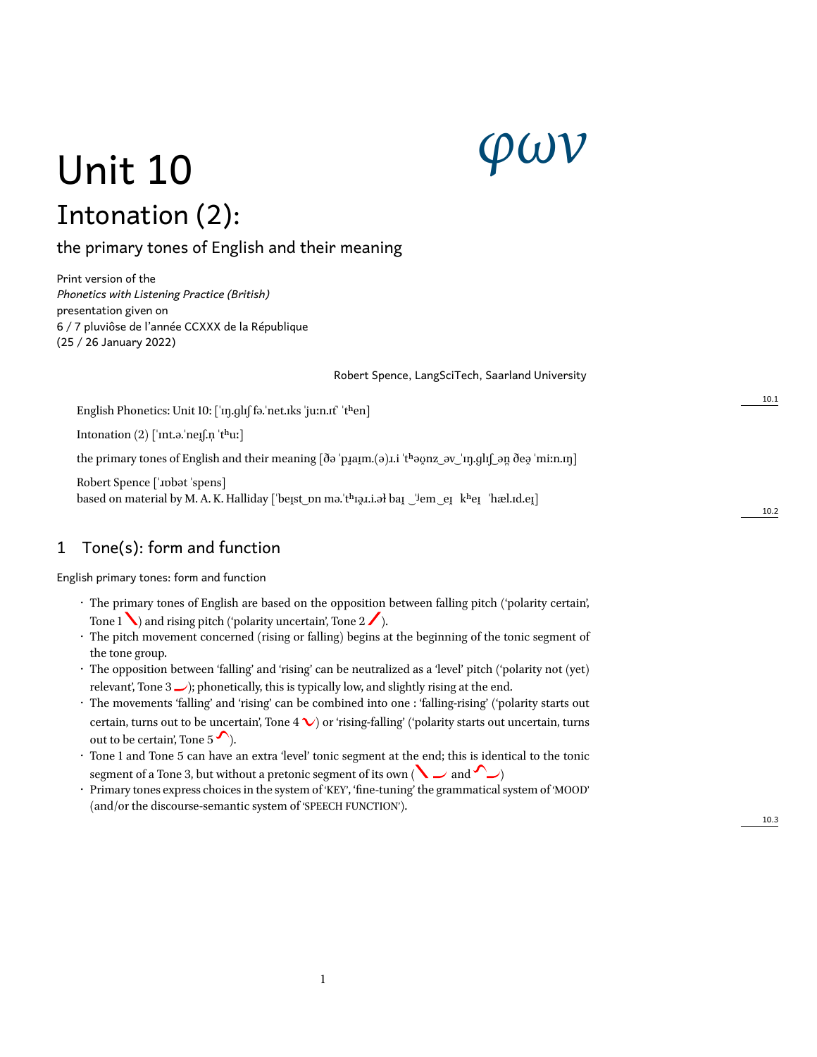# Unit 10

φων

## Intonation (2):

### the primary tones of English and their meaning

Print version of the
*Phonetics with Listening Practice (British)*
presentation given on
6 / 7 pluviôse de l'année CCXXX de la République
(25 / 26 January 2022)

Robert Spence, LangSciTech, Saarland University

English Phonetics: Unit 10: [ˈɪŋ.ɡlɪʃ fə.ˈnet.ɪks ˈjuːn.ɪt ˈtʰen]

Intonation (2) [ˈɪnt.ə.ˈneɪʃ.n̩ ˈtʰuː]

the primary tones of English and their meaning [ðə ˈpɹaɪm.(ə)ɹ.i ˈtʰəʊnz‿əv‿ˈɪŋ.ɡlɪʃ‿ən ðeə ˈmiːn.ɪŋ]

Robert Spence [ˈɹɒbət ˈspens]
based on material by M. A. K. Halliday [ˈbeɪst‿ɒn mə.ˈtʰɪəɹ.i.əɫ baɪ ‿ˈjem‿eɪ kʰeɪ ˈhæl.ɪd.eɪ]

## 1 Tone(s): form and function

English primary tones: form and function

- The primary tones of English are based on the opposition between falling pitch ('polarity certain', Tone 1 ) and rising pitch ('polarity uncertain', Tone 2 ).
- The pitch movement concerned (rising or falling) begins at the beginning of the tonic segment of the tone group.
- The opposition between 'falling' and 'rising' can be neutralized as a 'level' pitch ('polarity not (yet) relevant', Tone 3 ); phonetically, this is typically low, and slightly rising at the end.
- The movements 'falling' and 'rising' can be combined into one : 'falling-rising' ('polarity starts out certain, turns out to be uncertain', Tone 4 ) or 'rising-falling' ('polarity starts out uncertain, turns out to be certain', Tone 5 ).
- Tone 1 and Tone 5 can have an extra 'level' tonic segment at the end; this is identical to the tonic segment of a Tone 3, but without a pretonic segment of its own ( and )
- Primary tones express choices in the system of 'KEY', 'fine-tuning' the grammatical system of 'MOOD' (and/or the discourse-semantic system of 'SPEECH FUNCTION').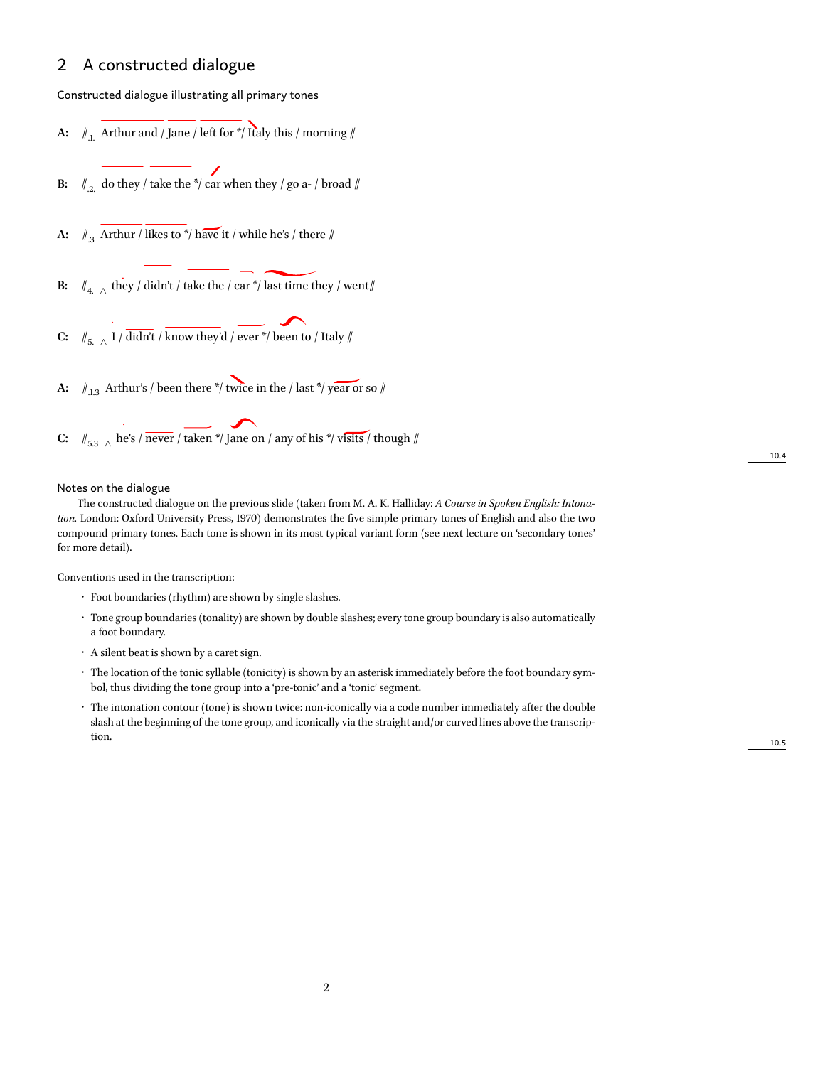## 2 A constructed dialogue

Constructed dialogue illustrating all primary tones

**A:** // .1. Arthur and / Jane / left for */ Italy this / morning //

**B:** // .2. do they / take the */ car when they / go a- / broad //

**A:** // .3 Arthur / likes to */ have it / while he's / there //

**B:** // 4. ^ they / didn't / take the / car */ last time they / went//

**C:** // 5. ^ I / didn't / know they'd / ever */ been to / Italy //

**A:** // .13 Arthur's / been there */ twice in the / last */ year or so //

**C:** // 53 ^ he's / never / taken */ Jane on / any of his */ visits / though //

10.4

### Notes on the dialogue

The constructed dialogue on the previous slide (taken from M. A. K. Halliday: *A Course in Spoken English: Intonation*. London: Oxford University Press, 1970) demonstrates the five simple primary tones of English and also the two compound primary tones. Each tone is shown in its most typical variant form (see next lecture on 'secondary tones' for more detail).

Conventions used in the transcription:

- Foot boundaries (rhythm) are shown by single slashes.
- Tone group boundaries (tonality) are shown by double slashes; every tone group boundary is also automatically a foot boundary.
- A silent beat is shown by a caret sign.
- The location of the tonic syllable (tonicity) is shown by an asterisk immediately before the foot boundary symbol, thus dividing the tone group into a 'pre-tonic' and a 'tonic' segment.
- The intonation contour (tone) is shown twice: non-iconically via a code number immediately after the double slash at the beginning of the tone group, and iconically via the straight and/or curved lines above the transcription.

10.5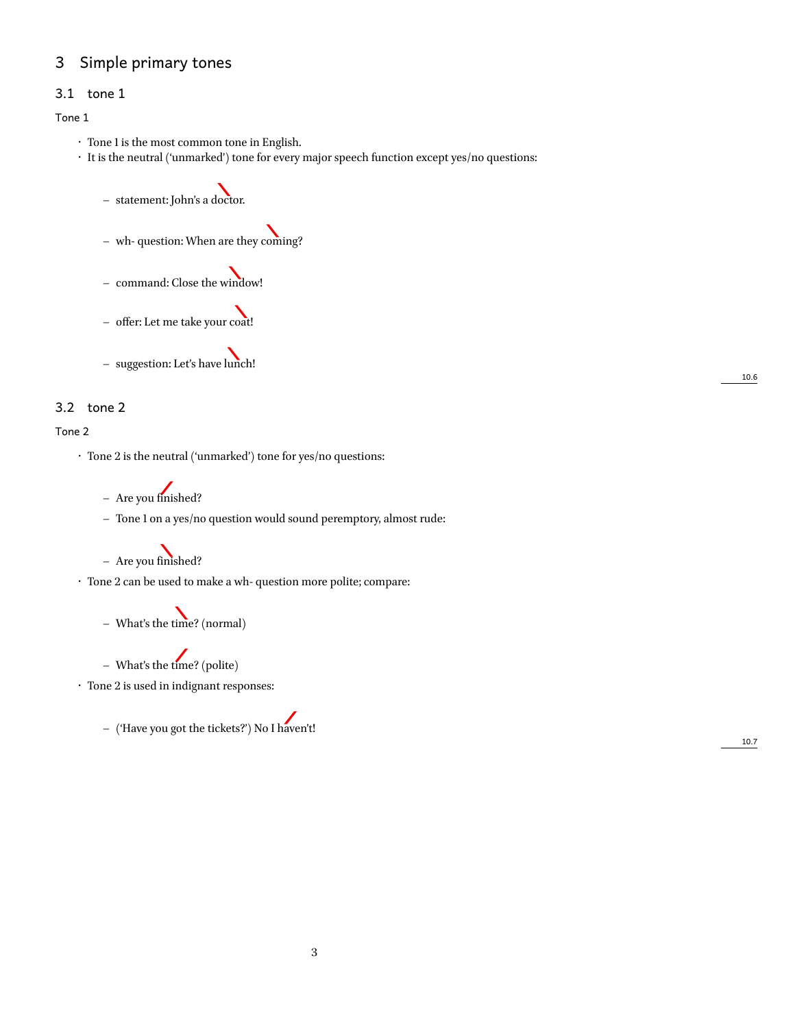# 3 Simple primary tones

## 3.1 tone 1

Tone 1

- Tone 1 is the most common tone in English.
- It is the neutral ('unmarked') tone for every major speech function except yes/no questions:
  - statement: John's a ＼doctor.
  - wh- question: When are they ＼coming?
  - command: Close the ＼window!
  - offer: Let me take your ＼coat!
  - suggestion: Let's have ＼lunch!

10.6

## 3.2 tone 2

Tone 2

- Tone 2 is the neutral ('unmarked') tone for yes/no questions:
  - Are you ／finished?
  - Tone 1 on a yes/no question would sound peremptory, almost rude:
  - Are you ＼finished?
- Tone 2 can be used to make a wh- question more polite; compare:
  - What's the ＼time? (normal)
  - What's the ／time? (polite)
- Tone 2 is used in indignant responses:
  - ('Have you got the tickets?') No I ／haven't!

10.7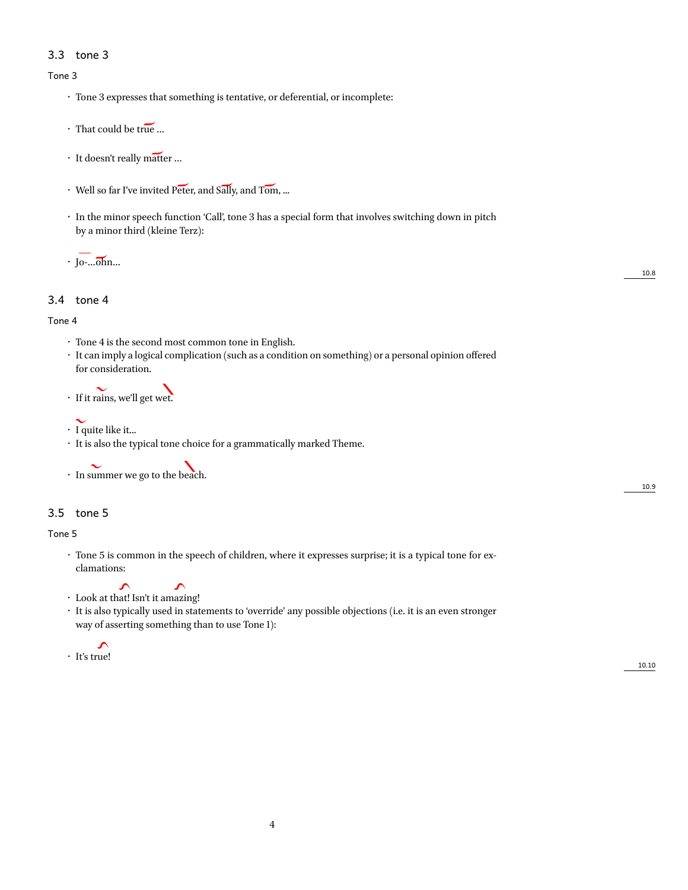## 3.3 tone 3

Tone 3

- Tone 3 expresses that something is tentative, or deferential, or incomplete:
- That could be true ...
- It doesn't really matter ...
- Well so far I've invited Peter, and Sally, and Tom, ...
- In the minor speech function 'Call', tone 3 has a special form that involves switching down in pitch by a minor third (kleine Terz):
- Jo-...ohn...

## 3.4 tone 4

Tone 4

- Tone 4 is the second most common tone in English.
- It can imply a logical complication (such as a condition on something) or a personal opinion offered for consideration.
- If it rains, we'll get wet.
- I quite like it...
- It is also the typical tone choice for a grammatically marked Theme.
- In summer we go to the beach.

## 3.5 tone 5

Tone 5

- Tone 5 is common in the speech of children, where it expresses surprise; it is a typical tone for exclamations:
- Look at that! Isn't it amazing!
- It is also typically used in statements to 'override' any possible objections (i.e. it is an even stronger way of asserting something than to use Tone 1):
- It's true!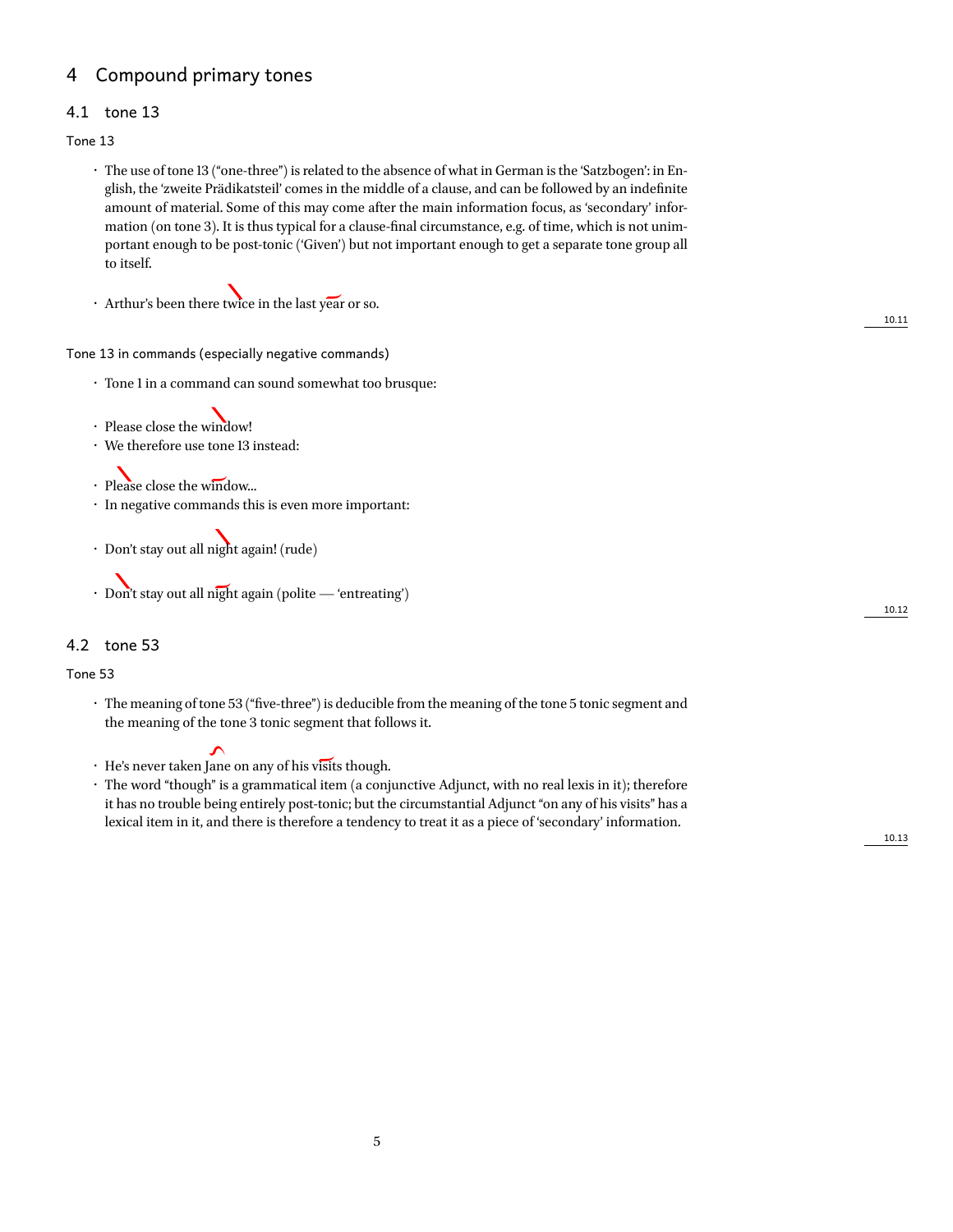# 4 Compound primary tones

## 4.1 tone 13

### Tone 13

- The use of tone 13 ("one-three") is related to the absence of what in German is the 'Satzbogen': in English, the 'zweite Prädikatsteil' comes in the middle of a clause, and can be followed by an indefinite amount of material. Some of this may come after the main information focus, as 'secondary' information (on tone 3). It is thus typical for a clause-final circumstance, e.g. of time, which is not unimportant enough to be post-tonic ('Given') but not important enough to get a separate tone group all to itself.

- Arthur's been there twice in the last year or so.

10.11

### Tone 13 in commands (especially negative commands)

- Tone 1 in a command can sound somewhat too brusque:

- Please close the window!
- We therefore use tone 13 instead:

- Please close the window...
- In negative commands this is even more important:

- Don't stay out all night again! (rude)

- Don't stay out all night again (polite — 'entreating')

10.12

## 4.2 tone 53

### Tone 53

- The meaning of tone 53 ("five-three") is deducible from the meaning of the tone 5 tonic segment and the meaning of the tone 3 tonic segment that follows it.

- He's never taken Jane on any of his visits though.
- The word "though" is a grammatical item (a conjunctive Adjunct, with no real lexis in it); therefore it has no trouble being entirely post-tonic; but the circumstantial Adjunct "on any of his visits" has a lexical item in it, and there is therefore a tendency to treat it as a piece of 'secondary' information.

10.13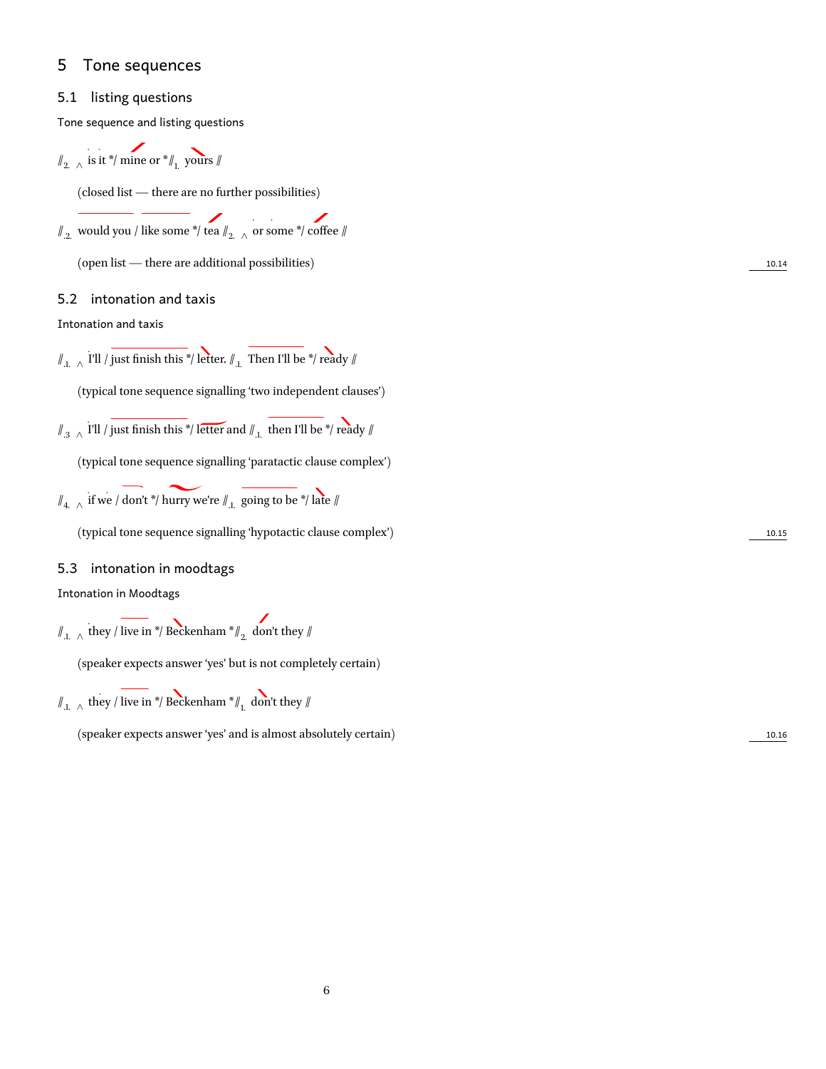## 5 Tone sequences

### 5.1 listing questions

Tone sequence and listing questions

// 2. ^ is it */ mine or *// 1. yours //

(closed list — there are no further possibilities)

// .2. would you / like some */ tea // 2. ^ or some */ coffee //

(open list — there are additional possibilities)

10.14

### 5.2 intonation and taxis

Intonation and taxis

// .1. ^ I'll / just finish this */ letter. // .1. Then I'll be */ ready //

(typical tone sequence signalling 'two independent clauses')

// .3 ^ I'll / just finish this */ letter and // .1. then I'll be */ ready //

(typical tone sequence signalling 'paratactic clause complex')

// 4. ^ if we / don't */ hurry we're // .1. going to be */ late //

(typical tone sequence signalling 'hypotactic clause complex')

10.15

### 5.3 intonation in moodtags

Intonation in Moodtags

// .1. ^ they / live in */ Beckenham *// 2. don't they //

(speaker expects answer 'yes' but is not completely certain)

// .1. ^ they / live in */ Beckenham *// 1. don't they //

(speaker expects answer 'yes' and is almost absolutely certain)

10.16